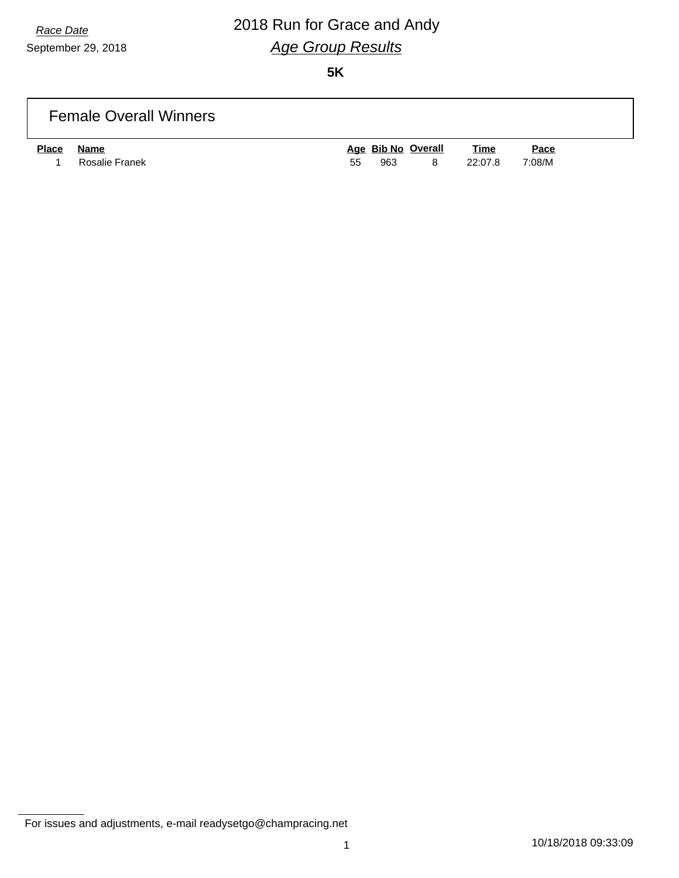*Race Date*

September 29, 2018

# 2018 Run for Grace and Andy

## *Age Group Results*

**5K**

### Female Overall Winners

| Place | Name | Age | Bib No | Overall | Time | Pace |
|---|---|---|---|---|---|---|
| 1 | Rosalie Franek | 55 | 963 | 8 | 22:07.8 | 7:08/M |

For issues and adjustments, e-mail readysetgo@champracing.net

10/18/2018 09:33:09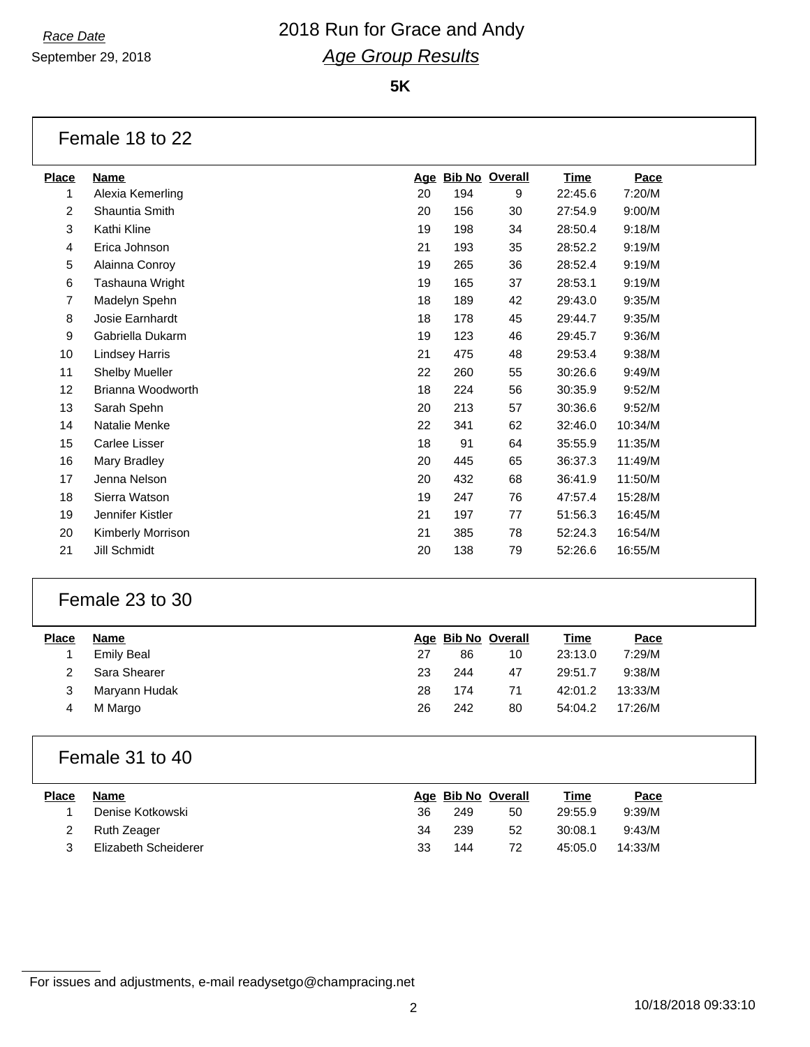Race Date

September 29, 2018

# 2018 Run for Grace and Andy

## Age Group Results

**5K**

### Female 18 to 22

| Place | Name | Age | Bib No | Overall | Time | Pace |
|---|---|---|---|---|---|---|
| 1 | Alexia Kemerling | 20 | 194 | 9 | 22:45.6 | 7:20/M |
| 2 | Shauntia Smith | 20 | 156 | 30 | 27:54.9 | 9:00/M |
| 3 | Kathi Kline | 19 | 198 | 34 | 28:50.4 | 9:18/M |
| 4 | Erica Johnson | 21 | 193 | 35 | 28:52.2 | 9:19/M |
| 5 | Alainna Conroy | 19 | 265 | 36 | 28:52.4 | 9:19/M |
| 6 | Tashauna Wright | 19 | 165 | 37 | 28:53.1 | 9:19/M |
| 7 | Madelyn Spehn | 18 | 189 | 42 | 29:43.0 | 9:35/M |
| 8 | Josie Earnhardt | 18 | 178 | 45 | 29:44.7 | 9:35/M |
| 9 | Gabriella Dukarm | 19 | 123 | 46 | 29:45.7 | 9:36/M |
| 10 | Lindsey Harris | 21 | 475 | 48 | 29:53.4 | 9:38/M |
| 11 | Shelby Mueller | 22 | 260 | 55 | 30:26.6 | 9:49/M |
| 12 | Brianna Woodworth | 18 | 224 | 56 | 30:35.9 | 9:52/M |
| 13 | Sarah Spehn | 20 | 213 | 57 | 30:36.6 | 9:52/M |
| 14 | Natalie Menke | 22 | 341 | 62 | 32:46.0 | 10:34/M |
| 15 | Carlee Lisser | 18 | 91 | 64 | 35:55.9 | 11:35/M |
| 16 | Mary Bradley | 20 | 445 | 65 | 36:37.3 | 11:49/M |
| 17 | Jenna Nelson | 20 | 432 | 68 | 36:41.9 | 11:50/M |
| 18 | Sierra Watson | 19 | 247 | 76 | 47:57.4 | 15:28/M |
| 19 | Jennifer Kistler | 21 | 197 | 77 | 51:56.3 | 16:45/M |
| 20 | Kimberly Morrison | 21 | 385 | 78 | 52:24.3 | 16:54/M |
| 21 | Jill Schmidt | 20 | 138 | 79 | 52:26.6 | 16:55/M |

### Female 23 to 30

| Place | Name | Age | Bib No | Overall | Time | Pace |
|---|---|---|---|---|---|---|
| 1 | Emily Beal | 27 | 86 | 10 | 23:13.0 | 7:29/M |
| 2 | Sara Shearer | 23 | 244 | 47 | 29:51.7 | 9:38/M |
| 3 | Maryann Hudak | 28 | 174 | 71 | 42:01.2 | 13:33/M |
| 4 | M Margo | 26 | 242 | 80 | 54:04.2 | 17:26/M |

### Female 31 to 40

| Place | Name | Age | Bib No | Overall | Time | Pace |
|---|---|---|---|---|---|---|
| 1 | Denise Kotkowski | 36 | 249 | 50 | 29:55.9 | 9:39/M |
| 2 | Ruth Zeager | 34 | 239 | 52 | 30:08.1 | 9:43/M |
| 3 | Elizabeth Scheiderer | 33 | 144 | 72 | 45:05.0 | 14:33/M |

For issues and adjustments, e-mail readysetgo@champracing.net

10/18/2018 09:33:10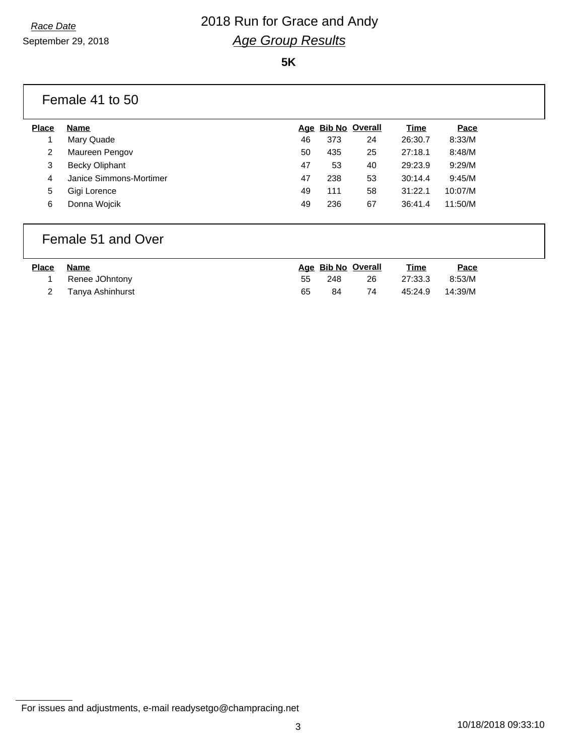*Race Date*

September 29, 2018

# 2018 Run for Grace and Andy

## *Age Group Results*

**5K**

### Female 41 to 50

| Place | Name | Age | Bib No | Overall | Time | Pace |
|---|---|---|---|---|---|---|
| 1 | Mary Quade | 46 | 373 | 24 | 26:30.7 | 8:33/M |
| 2 | Maureen Pengov | 50 | 435 | 25 | 27:18.1 | 8:48/M |
| 3 | Becky Oliphant | 47 | 53 | 40 | 29:23.9 | 9:29/M |
| 4 | Janice Simmons-Mortimer | 47 | 238 | 53 | 30:14.4 | 9:45/M |
| 5 | Gigi Lorence | 49 | 111 | 58 | 31:22.1 | 10:07/M |
| 6 | Donna Wojcik | 49 | 236 | 67 | 36:41.4 | 11:50/M |

### Female 51 and Over

| Place | Name | Age | Bib No | Overall | Time | Pace |
|---|---|---|---|---|---|---|
| 1 | Renee JOhntony | 55 | 248 | 26 | 27:33.3 | 8:53/M |
| 2 | Tanya Ashinhurst | 65 | 84 | 74 | 45:24.9 | 14:39/M |

For issues and adjustments, e-mail readysetgo@champracing.net

10/18/2018 09:33:10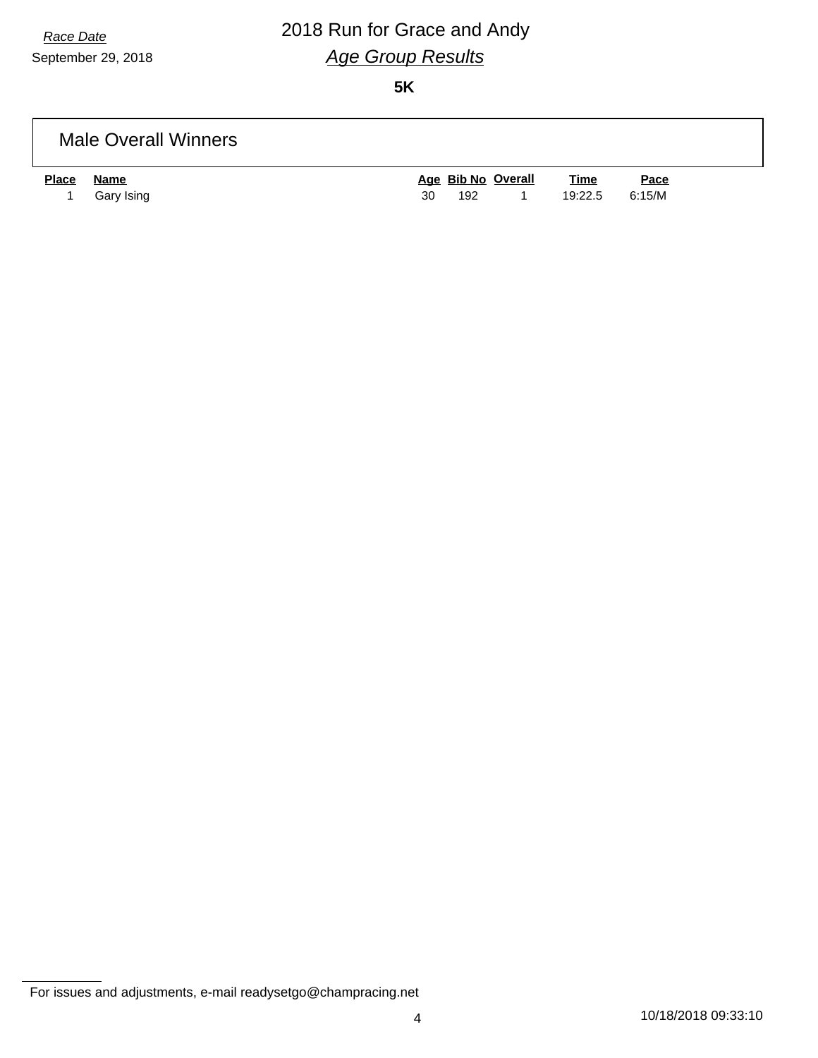*Race Date*

September 29, 2018

# 2018 Run for Grace and Andy

## *Age Group Results*

**5K**

### Male Overall Winners

| Place | Name | Age | Bib No | Overall | Time | Pace |
|---|---|---|---|---|---|---|
| 1 | Gary Ising | 30 | 192 | 1 | 19:22.5 | 6:15/M |

For issues and adjustments, e-mail readysetgo@champracing.net

10/18/2018 09:33:10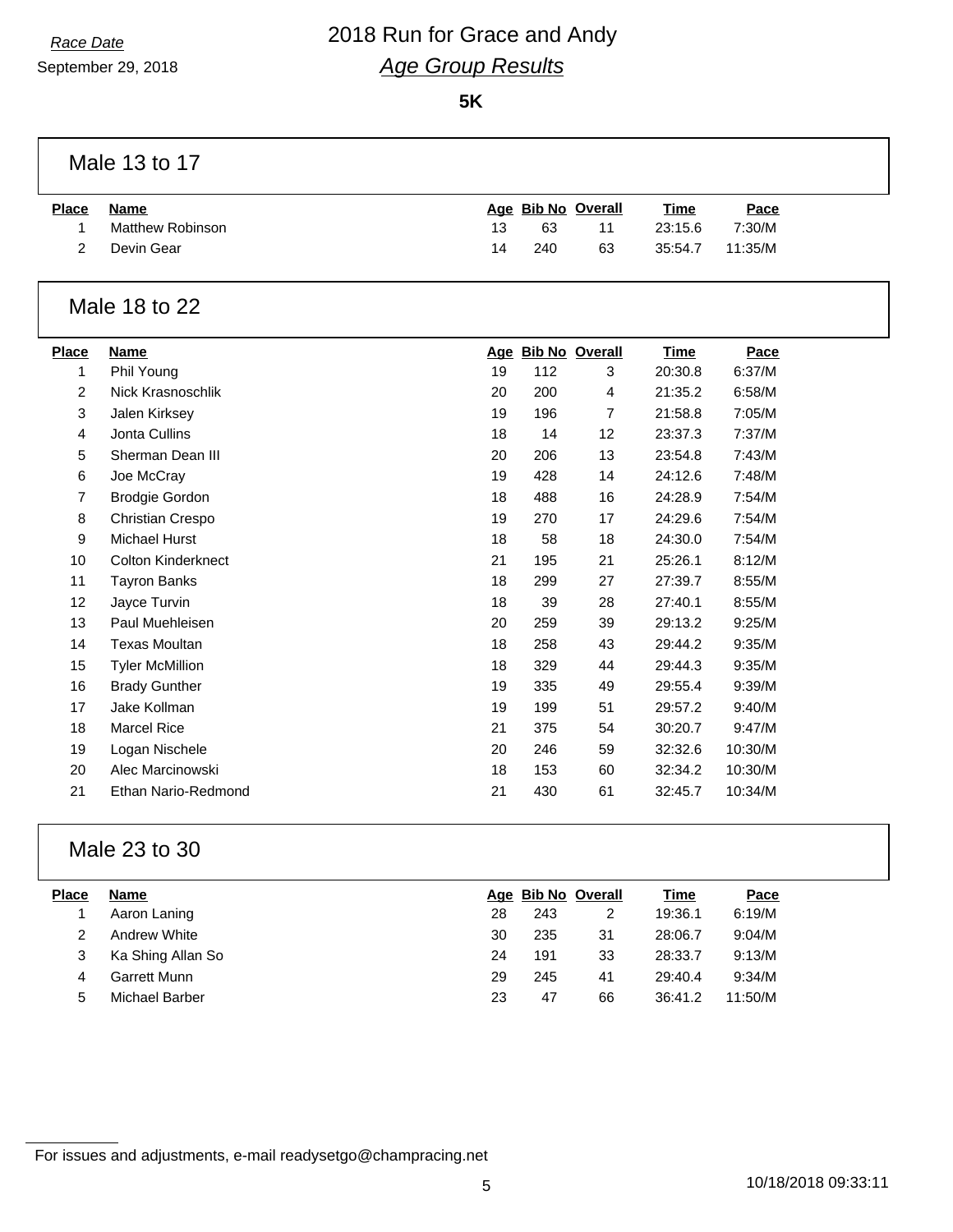*Race Date*

September 29, 2018

# 2018 Run for Grace and Andy

## *Age Group Results*

**5K**

### Male 13 to 17

| Place | Name | Age | Bib No | Overall | Time | Pace |
|---|---|---|---|---|---|---|
| 1 | Matthew Robinson | 13 | 63 | 11 | 23:15.6 | 7:30/M |
| 2 | Devin Gear | 14 | 240 | 63 | 35:54.7 | 11:35/M |

### Male 18 to 22

| Place | Name | Age | Bib No | Overall | Time | Pace |
|---|---|---|---|---|---|---|
| 1 | Phil Young | 19 | 112 | 3 | 20:30.8 | 6:37/M |
| 2 | Nick Krasnoschlik | 20 | 200 | 4 | 21:35.2 | 6:58/M |
| 3 | Jalen Kirksey | 19 | 196 | 7 | 21:58.8 | 7:05/M |
| 4 | Jonta Cullins | 18 | 14 | 12 | 23:37.3 | 7:37/M |
| 5 | Sherman Dean III | 20 | 206 | 13 | 23:54.8 | 7:43/M |
| 6 | Joe McCray | 19 | 428 | 14 | 24:12.6 | 7:48/M |
| 7 | Brodgie Gordon | 18 | 488 | 16 | 24:28.9 | 7:54/M |
| 8 | Christian Crespo | 19 | 270 | 17 | 24:29.6 | 7:54/M |
| 9 | Michael Hurst | 18 | 58 | 18 | 24:30.0 | 7:54/M |
| 10 | Colton Kinderknect | 21 | 195 | 21 | 25:26.1 | 8:12/M |
| 11 | Tayron Banks | 18 | 299 | 27 | 27:39.7 | 8:55/M |
| 12 | Jayce Turvin | 18 | 39 | 28 | 27:40.1 | 8:55/M |
| 13 | Paul Muehleisen | 20 | 259 | 39 | 29:13.2 | 9:25/M |
| 14 | Texas Moultan | 18 | 258 | 43 | 29:44.2 | 9:35/M |
| 15 | Tyler McMillion | 18 | 329 | 44 | 29:44.3 | 9:35/M |
| 16 | Brady Gunther | 19 | 335 | 49 | 29:55.4 | 9:39/M |
| 17 | Jake Kollman | 19 | 199 | 51 | 29:57.2 | 9:40/M |
| 18 | Marcel Rice | 21 | 375 | 54 | 30:20.7 | 9:47/M |
| 19 | Logan Nischele | 20 | 246 | 59 | 32:32.6 | 10:30/M |
| 20 | Alec Marcinowski | 18 | 153 | 60 | 32:34.2 | 10:30/M |
| 21 | Ethan Nario-Redmond | 21 | 430 | 61 | 32:45.7 | 10:34/M |

### Male 23 to 30

| Place | Name | Age | Bib No | Overall | Time | Pace |
|---|---|---|---|---|---|---|
| 1 | Aaron Laning | 28 | 243 | 2 | 19:36.1 | 6:19/M |
| 2 | Andrew White | 30 | 235 | 31 | 28:06.7 | 9:04/M |
| 3 | Ka Shing Allan So | 24 | 191 | 33 | 28:33.7 | 9:13/M |
| 4 | Garrett Munn | 29 | 245 | 41 | 29:40.4 | 9:34/M |
| 5 | Michael Barber | 23 | 47 | 66 | 36:41.2 | 11:50/M |

For issues and adjustments, e-mail readysetgo@champracing.net

10/18/2018 09:33:11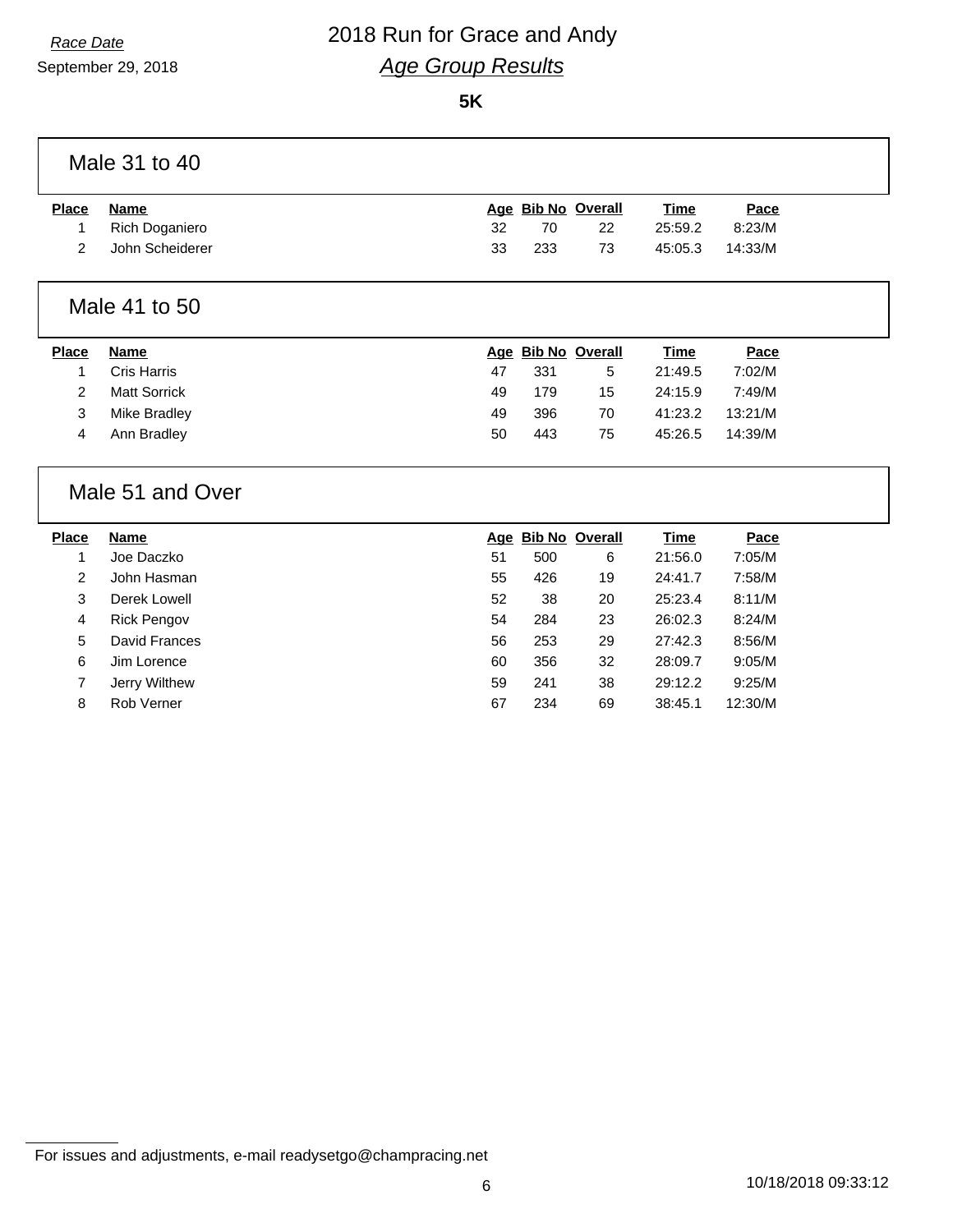Race Date

September 29, 2018

# 2018 Run for Grace and Andy

## *Age Group Results*

**5K**

### Male 31 to 40

| Place | Name | Age | Bib No | Overall | Time | Pace |
|---|---|---|---|---|---|---|
| 1 | Rich Doganiero | 32 | 70 | 22 | 25:59.2 | 8:23/M |
| 2 | John Scheiderer | 33 | 233 | 73 | 45:05.3 | 14:33/M |

### Male 41 to 50

| Place | Name | Age | Bib No | Overall | Time | Pace |
|---|---|---|---|---|---|---|
| 1 | Cris Harris | 47 | 331 | 5 | 21:49.5 | 7:02/M |
| 2 | Matt Sorrick | 49 | 179 | 15 | 24:15.9 | 7:49/M |
| 3 | Mike Bradley | 49 | 396 | 70 | 41:23.2 | 13:21/M |
| 4 | Ann Bradley | 50 | 443 | 75 | 45:26.5 | 14:39/M |

### Male 51 and Over

| Place | Name | Age | Bib No | Overall | Time | Pace |
|---|---|---|---|---|---|---|
| 1 | Joe Daczko | 51 | 500 | 6 | 21:56.0 | 7:05/M |
| 2 | John Hasman | 55 | 426 | 19 | 24:41.7 | 7:58/M |
| 3 | Derek Lowell | 52 | 38 | 20 | 25:23.4 | 8:11/M |
| 4 | Rick Pengov | 54 | 284 | 23 | 26:02.3 | 8:24/M |
| 5 | David Frances | 56 | 253 | 29 | 27:42.3 | 8:56/M |
| 6 | Jim Lorence | 60 | 356 | 32 | 28:09.7 | 9:05/M |
| 7 | Jerry Wilthew | 59 | 241 | 38 | 29:12.2 | 9:25/M |
| 8 | Rob Verner | 67 | 234 | 69 | 38:45.1 | 12:30/M |

For issues and adjustments, e-mail readysetgo@champracing.net

10/18/2018 09:33:12